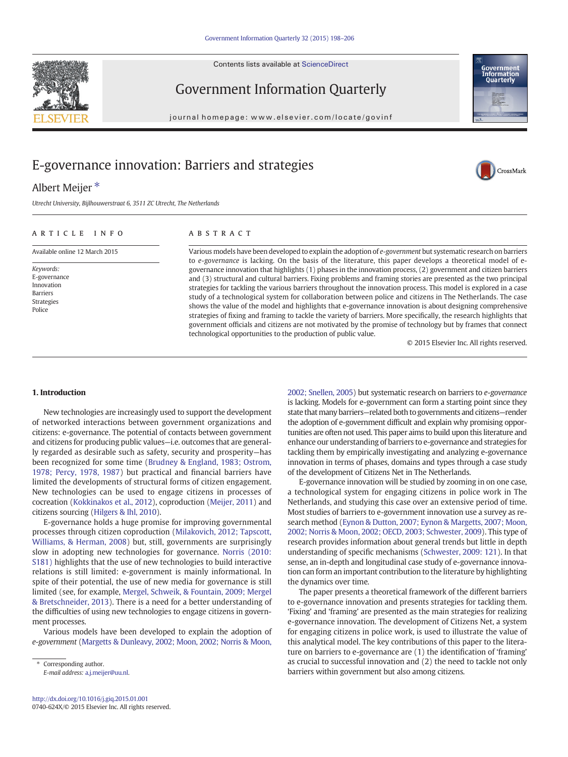# E-governance innovation: Barriers and strategies

Albert Meijer *

*Utrecht University, Bijlhouwerstraat 6, 3511 ZC Utrecht, The Netherlands*

## ARTICLE INFO

Available online 12 March 2015

*Keywords:*
E-governance
Innovation
Barriers
Strategies
Police

## ABSTRACT

Various models have been developed to explain the adoption of *e-government* but systematic research on barriers to *e-governance* is lacking. On the basis of the literature, this paper develops a theoretical model of e-governance innovation that highlights (1) phases in the innovation process, (2) government and citizen barriers and (3) structural and cultural barriers. Fixing problems and framing stories are presented as the two principal strategies for tackling the various barriers throughout the innovation process. This model is explored in a case study of a technological system for collaboration between police and citizens in The Netherlands. The case shows the value of the model and highlights that e-governance innovation is about designing comprehensive strategies of fixing and framing to tackle the variety of barriers. More specifically, the research highlights that government officials and citizens are not motivated by the promise of technology but by frames that connect technological opportunities to the production of public value.

© 2015 Elsevier Inc. All rights reserved.

## 1. Introduction

New technologies are increasingly used to support the development of networked interactions between government organizations and citizens: e-governance. The potential of contacts between government and citizens for producing public values—i.e. outcomes that are generally regarded as desirable such as safety, security and prosperity—has been recognized for some time (Brudney & England, 1983; Ostrom, 1978; Percy, 1978, 1987) but practical and financial barriers have limited the developments of structural forms of citizen engagement. New technologies can be used to engage citizens in processes of cocreation (Kokkinakos et al., 2012), coproduction (Meijer, 2011) and citizens sourcing (Hilgers & Ihl, 2010).

E-governance holds a huge promise for improving governmental processes through citizen coproduction (Milakovich, 2012; Tapscott, Williams, & Herman, 2008) but, still, governments are surprisingly slow in adopting new technologies for governance. Norris (2010: S181) highlights that the use of new technologies to build interactive relations is still limited: e-government is mainly informational. In spite of their potential, the use of new media for governance is still limited (see, for example, Mergel, Schweik, & Fountain, 2009; Mergel & Bretschneider, 2013). There is a need for a better understanding of the difficulties of using new technologies to engage citizens in government processes.

Various models have been developed to explain the adoption of *e-government* (Margetts & Dunleavy, 2002; Moon, 2002; Norris & Moon, 2002; Snellen, 2005) but systematic research on barriers to *e-governance* is lacking. Models for e-government can form a starting point since they state that many barriers—related both to governments and citizens—render the adoption of e-government difficult and explain why promising opportunities are often not used. This paper aims to build upon this literature and enhance our understanding of barriers to e-governance and strategies for tackling them by empirically investigating and analyzing e-governance innovation in terms of phases, domains and types through a case study of the development of Citizens Net in The Netherlands.

E-governance innovation will be studied by zooming in on one case, a technological system for engaging citizens in police work in The Netherlands, and studying this case over an extensive period of time. Most studies of barriers to e-government innovation use a survey as research method (Eynon & Dutton, 2007; Eynon & Margetts, 2007; Moon, 2002; Norris & Moon, 2002; OECD, 2003; Schwester, 2009). This type of research provides information about general trends but little in depth understanding of specific mechanisms (Schwester, 2009: 121). In that sense, an in-depth and longitudinal case study of e-governance innovation can form an important contribution to the literature by highlighting the dynamics over time.

The paper presents a theoretical framework of the different barriers to e-governance innovation and presents strategies for tackling them. 'Fixing' and 'framing' are presented as the main strategies for realizing e-governance innovation. The development of Citizens Net, a system for engaging citizens in police work, is used to illustrate the value of this analytical model. The key contributions of this paper to the literature on barriers to e-governance are (1) the identification of 'framing' as crucial to successful innovation and (2) the need to tackle not only barriers within government but also among citizens.

\* Corresponding author.
*E-mail address:* a.j.meijer@uu.nl.

http://dx.doi.org/10.1016/j.giq.2015.01.001
0740-624X/© 2015 Elsevier Inc. All rights reserved.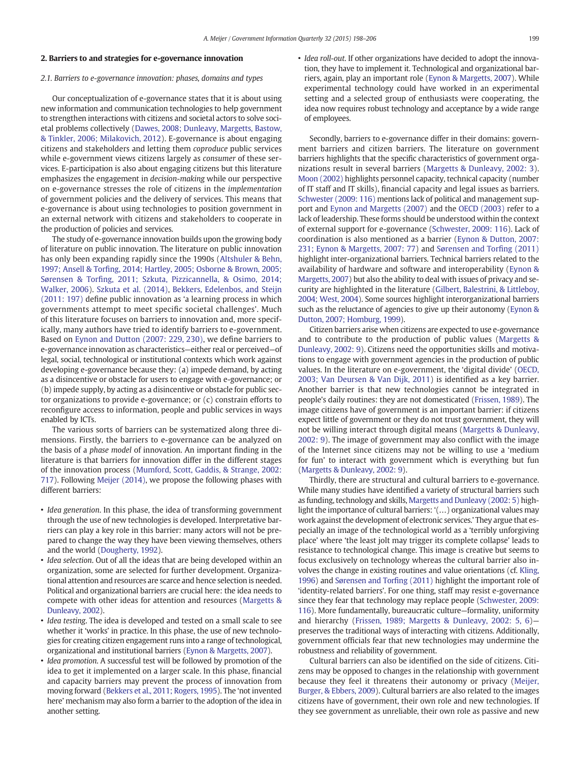## 2. Barriers to and strategies for e-governance innovation

### 2.1. Barriers to e-governance innovation: phases, domains and types

Our conceptualization of e-governance states that it is about using new information and communication technologies to help government to strengthen interactions with citizens and societal actors to solve societal problems collectively (Dawes, 2008; Dunleavy, Margetts, Bastow, & Tinkler, 2006; Milakovich, 2012). E-governance is about engaging citizens and stakeholders and letting them *coproduce* public services while e-government views citizens largely as *consumer* of these services. E-participation is also about engaging citizens but this literature emphasizes the engagement in *decision-making* while our perspective on e-governance stresses the role of citizens in the *implementation* of government policies and the delivery of services. This means that e-governance is about using technologies to position government in an external network with citizens and stakeholders to cooperate in the production of policies and services.

The study of e-governance innovation builds upon the growing body of literature on public innovation. The literature on public innovation has only been expanding rapidly since the 1990s (Altshuler & Behn, 1997; Ansell & Torfing, 2014; Hartley, 2005; Osborne & Brown, 2005; Sørensen & Torfing, 2011; Szkuta, Pizzicannella, & Osimo, 2014; Walker, 2006). Szkuta et al. (2014), Bekkers, Edelenbos, and Steijn (2011: 197) define public innovation as 'a learning process in which governments attempt to meet specific societal challenges'. Much of this literature focuses on barriers to innovation and, more specifically, many authors have tried to identify barriers to e-government. Based on Eynon and Dutton (2007: 229, 230), we define barriers to e-governance innovation as characteristics—either real or perceived—of legal, social, technological or institutional contexts which work against developing e-governance because they: (a) impede demand, by acting as a disincentive or obstacle for users to engage with e-governance; or (b) impede supply, by acting as a disincentive or obstacle for public sector organizations to provide e-governance; or (c) constrain efforts to reconfigure access to information, people and public services in ways enabled by ICTs.

The various sorts of barriers can be systematized along three dimensions. Firstly, the barriers to e-governance can be analyzed on the basis of a *phase model* of innovation. An important finding in the literature is that barriers for innovation differ in the different stages of the innovation process (Mumford, Scott, Gaddis, & Strange, 2002: 717). Following Meijer (2014), we propose the following phases with different barriers:

- *Idea generation.* In this phase, the idea of transforming government through the use of new technologies is developed. Interpretative barriers can play a key role in this phase: many actors will not be prepared to change the way they have been viewing themselves, others and the world (Dougherty, 1992).
- *Idea selection.* Out of all the ideas that are being developed within an organization, some are selected for further development. Organizational attention and resources are scarce and hence selection is needed. Political and organizational barriers are crucial here: the idea needs to compete with other ideas for attention and resources (Margetts & Dunleavy, 2002).
- *Idea testing.* The idea is developed and tested on a small scale to see whether it 'works' in practice. In this phase, the use of new technologies for creating citizen engagement runs into a range of technological, organizational and institutional barriers (Eynon & Margetts, 2007).
- *Idea promotion.* A successful test will be followed by promotion of the idea to get it implemented on a larger scale. In this phase, financial and capacity barriers may prevent the process of innovation from moving forward (Bekkers et al., 2011; Rogers, 1995). The 'not invented here' mechanism may also form a barrier to the adoption of the idea in another setting.
- *Idea roll-out.* If other organizations have decided to adopt the innovation, they have to implement it. Technological and organizational barriers, again, play an important role (Eynon & Margetts, 2007). While experimental technology could have worked in an experimental setting and a selected group of enthusiasts were cooperating, the idea now requires robust technology and acceptance by a wide range of employees.

Secondly, barriers to e-governance differ in their domains: government barriers and citizen barriers. The literature on government barriers highlights that the specific characteristics of government organizations result in several barriers (Margetts & Dunleavy, 2002: 3). Moon (2002) highlights personnel capacity, technical capacity (number of IT staff and IT skills), financial capacity and legal issues as barriers. Schwester (2009: 116) mentions lack of political and management support and Eynon and Margetts (2007) and the OECD (2003) refer to a lack of leadership. These forms should be understood within the context of external support for e-governance (Schwester, 2009: 116). Lack of coordination is also mentioned as a barrier (Eynon & Dutton, 2007: 231; Eynon & Margetts, 2007: 77) and Sørensen and Torfing (2011) highlight inter-organizational barriers. Technical barriers related to the availability of hardware and software and interoperability (Eynon & Margetts, 2007) but also the ability to deal with issues of privacy and security are highlighted in the literature (Gilbert, Balestrini, & Littleboy, 2004; West, 2004). Some sources highlight interorganizational barriers such as the reluctance of agencies to give up their autonomy (Eynon & Dutton, 2007; Homburg, 1999).

Citizen barriers arise when citizens are expected to use e-governance and to contribute to the production of public values (Margetts & Dunleavy, 2002: 9). Citizens need the opportunities skills and motivations to engage with government agencies in the production of public values. In the literature on e-government, the 'digital divide' (OECD, 2003; Van Deursen & Van Dijk, 2011) is identified as a key barrier. Another barrier is that new technologies cannot be integrated in people's daily routines: they are not domesticated (Frissen, 1989). The image citizens have of government is an important barrier: if citizens expect little of government or they do not trust government, they will not be willing interact through digital means (Margetts & Dunleavy, 2002: 9). The image of government may also conflict with the image of the Internet since citizens may not be willing to use a 'medium for fun' to interact with government which is everything but fun (Margetts & Dunleavy, 2002: 9).

Thirdly, there are structural and cultural barriers to e-governance. While many studies have identified a variety of structural barriers such as funding, technology and skills, Margetts and Dunleavy (2002: 5) highlight the importance of cultural barriers: '(…) organizational values may work against the development of electronic services.' They argue that especially an image of the technological world as a 'terribly unforgiving place' where 'the least jolt may trigger its complete collapse' leads to resistance to technological change. This image is creative but seems to focus exclusively on technology whereas the cultural barrier also involves the change in existing routines and value orientations (cf. Kling, 1996) and Sørensen and Torfing (2011) highlight the important role of 'identity-related barriers'. For one thing, staff may resist e-governance since they fear that technology may replace people (Schwester, 2009: 116). More fundamentally, bureaucratic culture—formality, uniformity and hierarchy (Frissen, 1989; Margetts & Dunleavy, 2002: 5, 6)—preserves the traditional ways of interacting with citizens. Additionally, government officials fear that new technologies may undermine the robustness and reliability of government.

Cultural barriers can also be identified on the side of citizens. Citizens may be opposed to changes in the relationship with government because they feel it threatens their autonomy or privacy (Meijer, Burger, & Ebbers, 2009). Cultural barriers are also related to the images citizens have of government, their own role and new technologies. If they see government as unreliable, their own role as passive and new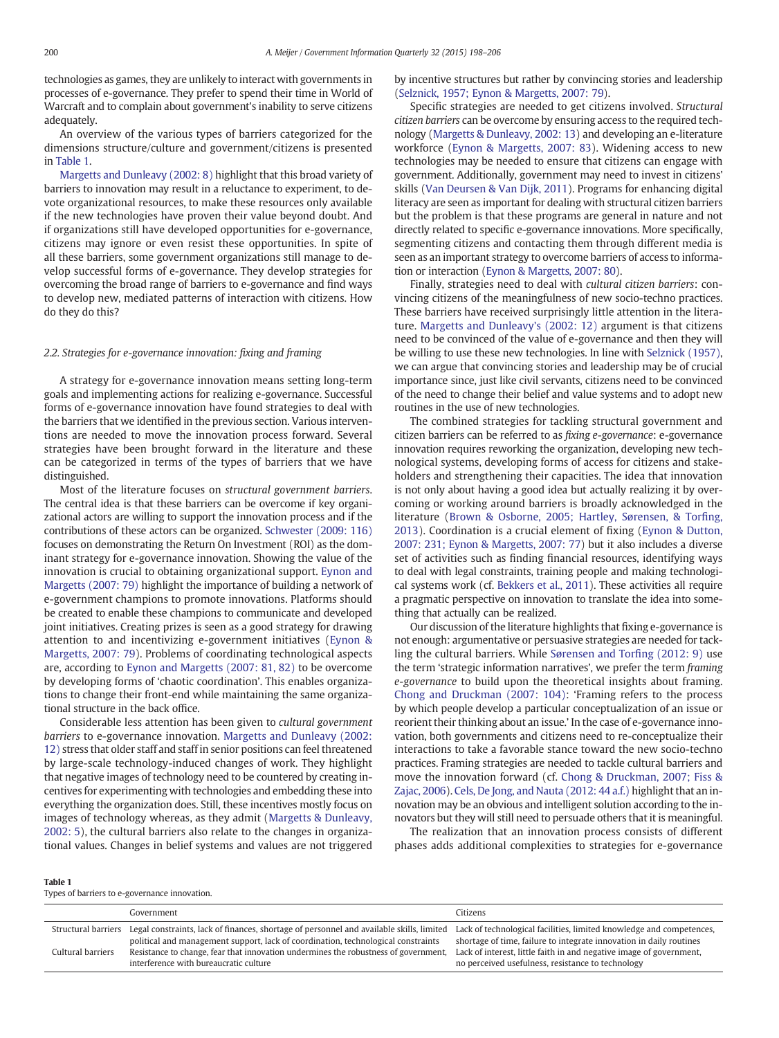technologies as games, they are unlikely to interact with governments in processes of e-governance. They prefer to spend their time in World of Warcraft and to complain about government's inability to serve citizens adequately.

An overview of the various types of barriers categorized for the dimensions structure/culture and government/citizens is presented in Table 1.

Margetts and Dunleavy (2002: 8) highlight that this broad variety of barriers to innovation may result in a reluctance to experiment, to devote organizational resources, to make these resources only available if the new technologies have proven their value beyond doubt. And if organizations still have developed opportunities for e-governance, citizens may ignore or even resist these opportunities. In spite of all these barriers, some government organizations still manage to develop successful forms of e-governance. They develop strategies for overcoming the broad range of barriers to e-governance and find ways to develop new, mediated patterns of interaction with citizens. How do they do this?

### 2.2. Strategies for e-governance innovation: fixing and framing

A strategy for e-governance innovation means setting long-term goals and implementing actions for realizing e-governance. Successful forms of e-governance innovation have found strategies to deal with the barriers that we identified in the previous section. Various interventions are needed to move the innovation process forward. Several strategies have been brought forward in the literature and these can be categorized in terms of the types of barriers that we have distinguished.

Most of the literature focuses on *structural government barriers*. The central idea is that these barriers can be overcome if key organizational actors are willing to support the innovation process and if the contributions of these actors can be organized. Schwester (2009: 116) focuses on demonstrating the Return On Investment (ROI) as the dominant strategy for e-governance innovation. Showing the value of the innovation is crucial to obtaining organizational support. Eynon and Margetts (2007: 79) highlight the importance of building a network of e-government champions to promote innovations. Platforms should be created to enable these champions to communicate and developed joint initiatives. Creating prizes is seen as a good strategy for drawing attention to and incentivizing e-government initiatives (Eynon & Margetts, 2007: 79). Problems of coordinating technological aspects are, according to Eynon and Margetts (2007: 81, 82) to be overcome by developing forms of 'chaotic coordination'. This enables organizations to change their front-end while maintaining the same organizational structure in the back office.

Considerable less attention has been given to *cultural government barriers* to e-governance innovation. Margetts and Dunleavy (2002: 12) stress that older staff and staff in senior positions can feel threatened by large-scale technology-induced changes of work. They highlight that negative images of technology need to be countered by creating incentives for experimenting with technologies and embedding these into everything the organization does. Still, these incentives mostly focus on images of technology whereas, as they admit (Margetts & Dunleavy, 2002: 5), the cultural barriers also relate to the changes in organizational values. Changes in belief systems and values are not triggered by incentive structures but rather by convincing stories and leadership (Selznick, 1957; Eynon & Margetts, 2007: 79).

Specific strategies are needed to get citizens involved. *Structural citizen barriers* can be overcome by ensuring access to the required technology (Margetts & Dunleavy, 2002: 13) and developing an e-literature workforce (Eynon & Margetts, 2007: 83). Widening access to new technologies may be needed to ensure that citizens can engage with government. Additionally, government may need to invest in citizens' skills (Van Deursen & Van Dijk, 2011). Programs for enhancing digital literacy are seen as important for dealing with structural citizen barriers but the problem is that these programs are general in nature and not directly related to specific e-governance innovations. More specifically, segmenting citizens and contacting them through different media is seen as an important strategy to overcome barriers of access to information or interaction (Eynon & Margetts, 2007: 80).

Finally, strategies need to deal with *cultural citizen barriers*: convincing citizens of the meaningfulness of new socio-techno practices. These barriers have received surprisingly little attention in the literature. Margetts and Dunleavy's (2002: 12) argument is that citizens need to be convinced of the value of e-governance and then they will be willing to use these new technologies. In line with Selznick (1957), we can argue that convincing stories and leadership may be of crucial importance since, just like civil servants, citizens need to be convinced of the need to change their belief and value systems and to adopt new routines in the use of new technologies.

The combined strategies for tackling structural government and citizen barriers can be referred to as *fixing e-governance*: e-governance innovation requires reworking the organization, developing new technological systems, developing forms of access for citizens and stakeholders and strengthening their capacities. The idea that innovation is not only about having a good idea but actually realizing it by overcoming or working around barriers is broadly acknowledged in the literature (Brown & Osborne, 2005; Hartley, Sørensen, & Torfing, 2013). Coordination is a crucial element of fixing (Eynon & Dutton, 2007: 231; Eynon & Margetts, 2007: 77) but it also includes a diverse set of activities such as finding financial resources, identifying ways to deal with legal constraints, training people and making technological systems work (cf. Bekkers et al., 2011). These activities all require a pragmatic perspective on innovation to translate the idea into something that actually can be realized.

Our discussion of the literature highlights that fixing e-governance is not enough: argumentative or persuasive strategies are needed for tackling the cultural barriers. While Sørensen and Torfing (2012: 9) use the term 'strategic information narratives', we prefer the term *framing e-governance* to build upon the theoretical insights about framing. Chong and Druckman (2007: 104): 'Framing refers to the process by which people develop a particular conceptualization of an issue or reorient their thinking about an issue.' In the case of e-governance innovation, both governments and citizens need to re-conceptualize their interactions to take a favorable stance toward the new socio-techno practices. Framing strategies are needed to tackle cultural barriers and move the innovation forward (cf. Chong & Druckman, 2007; Fiss & Zajac, 2006). Cels, De Jong, and Nauta (2012: 44 a.f.) highlight that an innovation may be an obvious and intelligent solution according to the innovators but they will still need to persuade others that it is meaningful.

The realization that an innovation process consists of different phases adds additional complexities to strategies for e-governance

**Table 1**
Types of barriers to e-governance innovation.

| | Government | Citizens |
|---|---|---|
| Structural barriers | Legal constraints, lack of finances, shortage of personnel and available skills, limited political and management support, lack of coordination, technological constraints | Lack of technological facilities, limited knowledge and competences, shortage of time, failure to integrate innovation in daily routines |
| Cultural barriers | Resistance to change, fear that innovation undermines the robustness of government, interference with bureaucratic culture | Lack of interest, little faith in and negative image of government, no perceived usefulness, resistance to technology |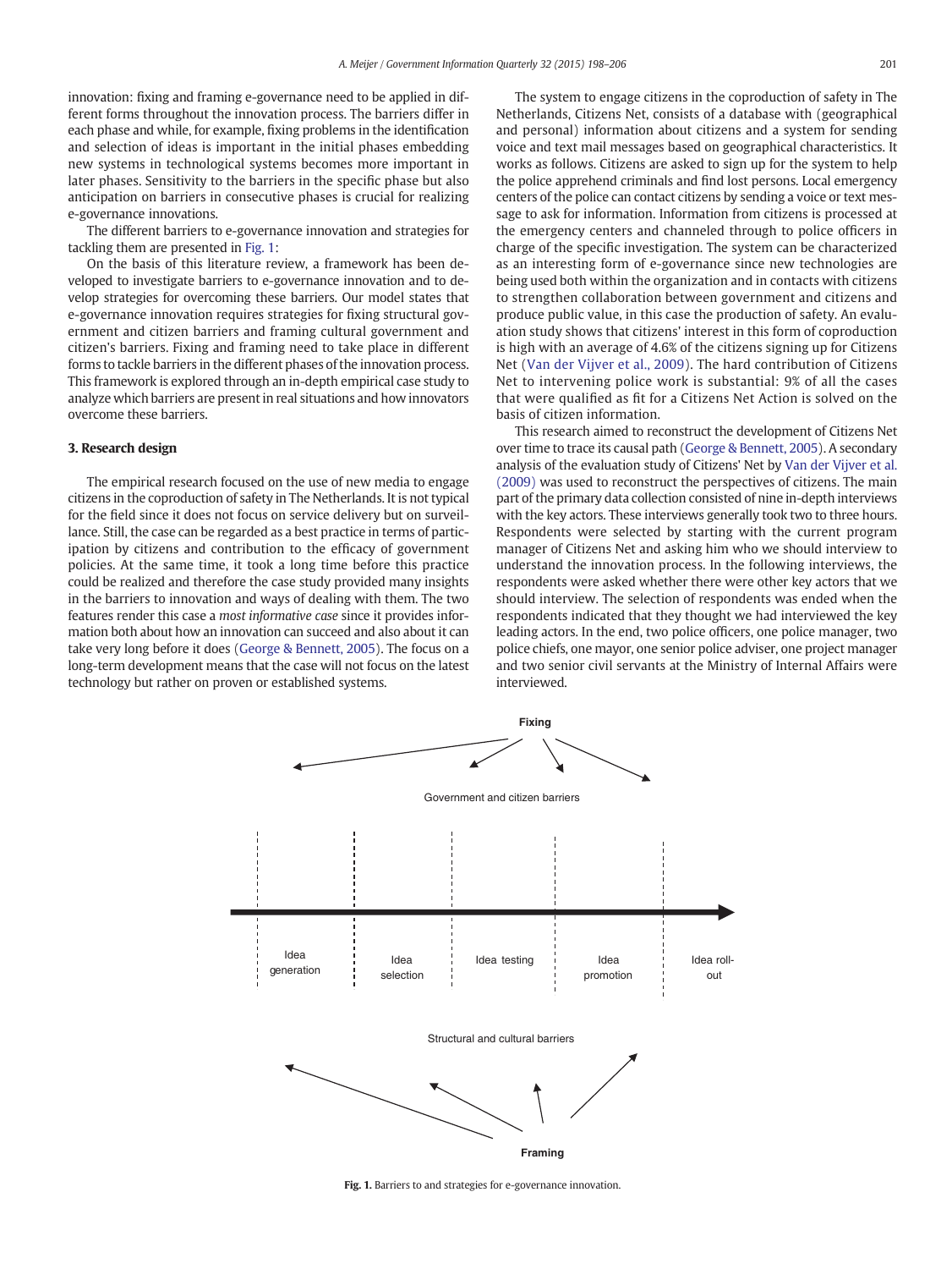innovation: fixing and framing e-governance need to be applied in different forms throughout the innovation process. The barriers differ in each phase and while, for example, fixing problems in the identification and selection of ideas is important in the initial phases embedding new systems in technological systems becomes more important in later phases. Sensitivity to the barriers in the specific phase but also anticipation on barriers in consecutive phases is crucial for realizing e-governance innovations.

The different barriers to e-governance innovation and strategies for tackling them are presented in Fig. 1:

On the basis of this literature review, a framework has been developed to investigate barriers to e-governance innovation and to develop strategies for overcoming these barriers. Our model states that e-governance innovation requires strategies for fixing structural government and citizen barriers and framing cultural government and citizen's barriers. Fixing and framing need to take place in different forms to tackle barriers in the different phases of the innovation process. This framework is explored through an in-depth empirical case study to analyze which barriers are present in real situations and how innovators overcome these barriers.

## 3. Research design

The empirical research focused on the use of new media to engage citizens in the coproduction of safety in The Netherlands. It is not typical for the field since it does not focus on service delivery but on surveillance. Still, the case can be regarded as a best practice in terms of participation by citizens and contribution to the efficacy of government policies. At the same time, it took a long time before this practice could be realized and therefore the case study provided many insights in the barriers to innovation and ways of dealing with them. The two features render this case a *most informative case* since it provides information both about how an innovation can succeed and also about it can take very long before it does (George & Bennett, 2005). The focus on a long-term development means that the case will not focus on the latest technology but rather on proven or established systems.

The system to engage citizens in the coproduction of safety in The Netherlands, Citizens Net, consists of a database with (geographical and personal) information about citizens and a system for sending voice and text mail messages based on geographical characteristics. It works as follows. Citizens are asked to sign up for the system to help the police apprehend criminals and find lost persons. Local emergency centers of the police can contact citizens by sending a voice or text message to ask for information. Information from citizens is processed at the emergency centers and channeled through to police officers in charge of the specific investigation. The system can be characterized as an interesting form of e-governance since new technologies are being used both within the organization and in contacts with citizens to strengthen collaboration between government and citizens and produce public value, in this case the production of safety. An evaluation study shows that citizens' interest in this form of coproduction is high with an average of 4.6% of the citizens signing up for Citizens Net (Van der Vijver et al., 2009). The hard contribution of Citizens Net to intervening police work is substantial: 9% of all the cases that were qualified as fit for a Citizens Net Action is solved on the basis of citizen information.

This research aimed to reconstruct the development of Citizens Net over time to trace its causal path (George & Bennett, 2005). A secondary analysis of the evaluation study of Citizens' Net by Van der Vijver et al. (2009) was used to reconstruct the perspectives of citizens. The main part of the primary data collection consisted of nine in-depth interviews with the key actors. These interviews generally took two to three hours. Respondents were selected by starting with the current program manager of Citizens Net and asking him who we should interview to understand the innovation process. In the following interviews, the respondents were asked whether there were other key actors that we should interview. The selection of respondents was ended when the respondents indicated that they thought we had interviewed the key leading actors. In the end, two police officers, one police manager, two police chiefs, one mayor, one senior police adviser, one project manager and two senior civil servants at the Ministry of Internal Affairs were interviewed.

Fixing

Government and citizen barriers

Idea generation

Idea selection

Idea testing

Idea promotion

Idea roll-out

Structural and cultural barriers

Framing

**Fig. 1.** Barriers to and strategies for e-governance innovation.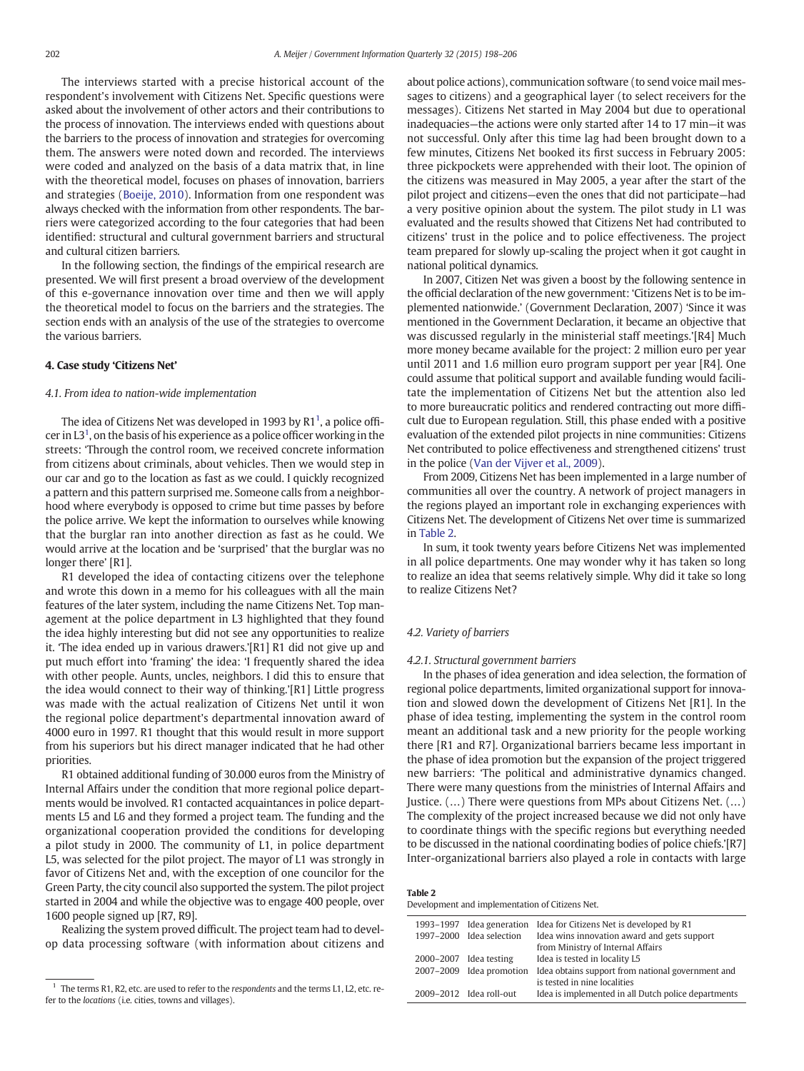The interviews started with a precise historical account of the respondent's involvement with Citizens Net. Specific questions were asked about the involvement of other actors and their contributions to the process of innovation. The interviews ended with questions about the barriers to the process of innovation and strategies for overcoming them. The answers were noted down and recorded. The interviews were coded and analyzed on the basis of a data matrix that, in line with the theoretical model, focuses on phases of innovation, barriers and strategies (Boeije, 2010). Information from one respondent was always checked with the information from other respondents. The barriers were categorized according to the four categories that had been identified: structural and cultural government barriers and structural and cultural citizen barriers.

In the following section, the findings of the empirical research are presented. We will first present a broad overview of the development of this e-governance innovation over time and then we will apply the theoretical model to focus on the barriers and the strategies. The section ends with an analysis of the use of the strategies to overcome the various barriers.

## 4. Case study 'Citizens Net'

### 4.1. From idea to nation-wide implementation

The idea of Citizens Net was developed in 1993 by R1[1], a police officer in L3[1], on the basis of his experience as a police officer working in the streets: 'Through the control room, we received concrete information from citizens about criminals, about vehicles. Then we would step in our car and go to the location as fast as we could. I quickly recognized a pattern and this pattern surprised me. Someone calls from a neighborhood where everybody is opposed to crime but time passes by before the police arrive. We kept the information to ourselves while knowing that the burglar ran into another direction as fast as he could. We would arrive at the location and be 'surprised' that the burglar was no longer there' [R1].

R1 developed the idea of contacting citizens over the telephone and wrote this down in a memo for his colleagues with all the main features of the later system, including the name Citizens Net. Top management at the police department in L3 highlighted that they found the idea highly interesting but did not see any opportunities to realize it. 'The idea ended up in various drawers.'[R1] R1 did not give up and put much effort into 'framing' the idea: 'I frequently shared the idea with other people. Aunts, uncles, neighbors. I did this to ensure that the idea would connect to their way of thinking.'[R1] Little progress was made with the actual realization of Citizens Net until it won the regional police department's departmental innovation award of 4000 euro in 1997. R1 thought that this would result in more support from his superiors but his direct manager indicated that he had other priorities.

R1 obtained additional funding of 30.000 euros from the Ministry of Internal Affairs under the condition that more regional police departments would be involved. R1 contacted acquaintances in police departments L5 and L6 and they formed a project team. The funding and the organizational cooperation provided the conditions for developing a pilot study in 2000. The community of L1, in police department L5, was selected for the pilot project. The mayor of L1 was strongly in favor of Citizens Net and, with the exception of one councilor for the Green Party, the city council also supported the system. The pilot project started in 2004 and while the objective was to engage 400 people, over 1600 people signed up [R7, R9].

Realizing the system proved difficult. The project team had to develop data processing software (with information about citizens and about police actions), communication software (to send voice mail messages to citizens) and a geographical layer (to select receivers for the messages). Citizens Net started in May 2004 but due to operational inadequacies—the actions were only started after 14 to 17 min—it was not successful. Only after this time lag had been brought down to a few minutes, Citizens Net booked its first success in February 2005: three pickpockets were apprehended with their loot. The opinion of the citizens was measured in May 2005, a year after the start of the pilot project and citizens—even the ones that did not participate—had a very positive opinion about the system. The pilot study in L1 was evaluated and the results showed that Citizens Net had contributed to citizens' trust in the police and to police effectiveness. The project team prepared for slowly up-scaling the project when it got caught in national political dynamics.

In 2007, Citizen Net was given a boost by the following sentence in the official declaration of the new government: 'Citizens Net is to be implemented nationwide.' (Government Declaration, 2007) 'Since it was mentioned in the Government Declaration, it became an objective that was discussed regularly in the ministerial staff meetings.'[R4] Much more money became available for the project: 2 million euro per year until 2011 and 1.6 million euro program support per year [R4]. One could assume that political support and available funding would facilitate the implementation of Citizens Net but the attention also led to more bureaucratic politics and rendered contracting out more difficult due to European regulation. Still, this phase ended with a positive evaluation of the extended pilot projects in nine communities: Citizens Net contributed to police effectiveness and strengthened citizens' trust in the police (Van der Vijver et al., 2009).

From 2009, Citizens Net has been implemented in a large number of communities all over the country. A network of project managers in the regions played an important role in exchanging experiences with Citizens Net. The development of Citizens Net over time is summarized in Table 2.

In sum, it took twenty years before Citizens Net was implemented in all police departments. One may wonder why it has taken so long to realize an idea that seems relatively simple. Why did it take so long to realize Citizens Net?

### 4.2. Variety of barriers

#### 4.2.1. Structural government barriers

In the phases of idea generation and idea selection, the formation of regional police departments, limited organizational support for innovation and slowed down the development of Citizens Net [R1]. In the phase of idea testing, implementing the system in the control room meant an additional task and a new priority for the people working there [R1 and R7]. Organizational barriers became less important in the phase of idea promotion but the expansion of the project triggered new barriers: 'The political and administrative dynamics changed. There were many questions from the ministries of Internal Affairs and Justice. (…) There were questions from MPs about Citizens Net. (…) The complexity of the project increased because we did not only have to coordinate things with the specific regions but everything needed to be discussed in the national coordinating bodies of police chiefs.'[R7] Inter-organizational barriers also played a role in contacts with large

**Table 2**
Development and implementation of Citizens Net.

| | | |
|---|---|---|
| 1993–1997 | Idea generation | Idea for Citizens Net is developed by R1 |
| 1997–2000 | Idea selection | Idea wins innovation award and gets support from Ministry of Internal Affairs |
| 2000–2007 | Idea testing | Idea is tested in locality L5 |
| 2007–2009 | Idea promotion | Idea obtains support from national government and is tested in nine localities |
| 2009–2012 | Idea roll-out | Idea is implemented in all Dutch police departments |

[1] The terms R1, R2, etc. are used to refer to the *respondents* and the terms L1, L2, etc. refer to the *locations* (i.e. cities, towns and villages).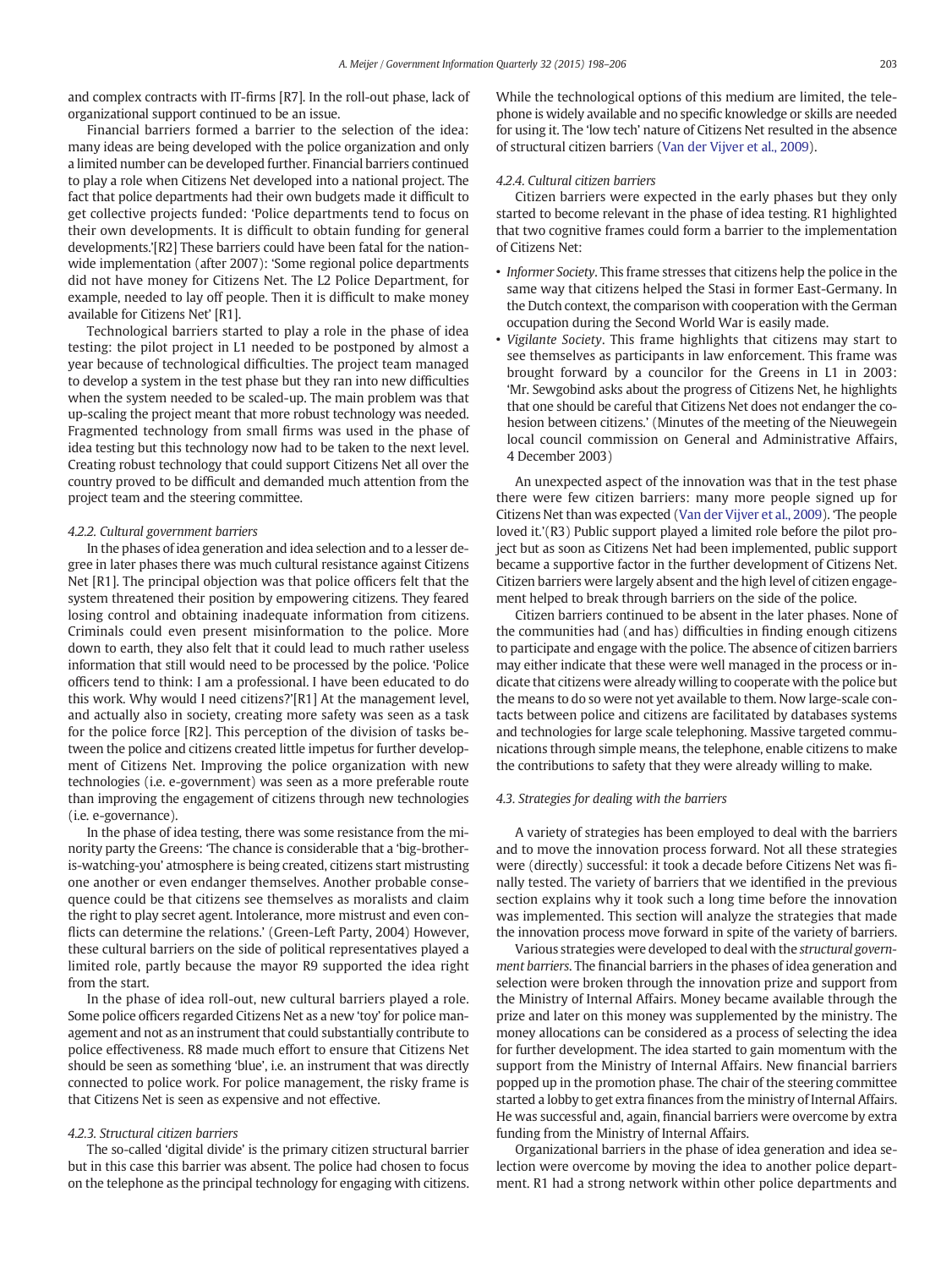and complex contracts with IT-firms [R7]. In the roll-out phase, lack of organizational support continued to be an issue.

Financial barriers formed a barrier to the selection of the idea: many ideas are being developed with the police organization and only a limited number can be developed further. Financial barriers continued to play a role when Citizens Net developed into a national project. The fact that police departments had their own budgets made it difficult to get collective projects funded: 'Police departments tend to focus on their own developments. It is difficult to obtain funding for general developments.'[R2] These barriers could have been fatal for the nationwide implementation (after 2007): 'Some regional police departments did not have money for Citizens Net. The L2 Police Department, for example, needed to lay off people. Then it is difficult to make money available for Citizens Net' [R1].

Technological barriers started to play a role in the phase of idea testing: the pilot project in L1 needed to be postponed by almost a year because of technological difficulties. The project team managed to develop a system in the test phase but they ran into new difficulties when the system needed to be scaled-up. The main problem was that up-scaling the project meant that more robust technology was needed. Fragmented technology from small firms was used in the phase of idea testing but this technology now had to be taken to the next level. Creating robust technology that could support Citizens Net all over the country proved to be difficult and demanded much attention from the project team and the steering committee.

#### 4.2.2. Cultural government barriers

In the phases of idea generation and idea selection and to a lesser degree in later phases there was much cultural resistance against Citizens Net [R1]. The principal objection was that police officers felt that the system threatened their position by empowering citizens. They feared losing control and obtaining inadequate information from citizens. Criminals could even present misinformation to the police. More down to earth, they also felt that it could lead to much rather useless information that still would need to be processed by the police. 'Police officers tend to think: I am a professional. I have been educated to do this work. Why would I need citizens?'[R1] At the management level, and actually also in society, creating more safety was seen as a task for the police force [R2]. This perception of the division of tasks between the police and citizens created little impetus for further development of Citizens Net. Improving the police organization with new technologies (i.e. e-government) was seen as a more preferable route than improving the engagement of citizens through new technologies (i.e. e-governance).

In the phase of idea testing, there was some resistance from the minority party the Greens: 'The chance is considerable that a 'big-brother-is-watching-you' atmosphere is being created, citizens start mistrusting one another or even endanger themselves. Another probable consequence could be that citizens see themselves as moralists and claim the right to play secret agent. Intolerance, more mistrust and even conflicts can determine the relations.' (Green-Left Party, 2004) However, these cultural barriers on the side of political representatives played a limited role, partly because the mayor R9 supported the idea right from the start.

In the phase of idea roll-out, new cultural barriers played a role. Some police officers regarded Citizens Net as a new 'toy' for police management and not as an instrument that could substantially contribute to police effectiveness. R8 made much effort to ensure that Citizens Net should be seen as something 'blue', i.e. an instrument that was directly connected to police work. For police management, the risky frame is that Citizens Net is seen as expensive and not effective.

#### 4.2.3. Structural citizen barriers

The so-called 'digital divide' is the primary citizen structural barrier but in this case this barrier was absent. The police had chosen to focus on the telephone as the principal technology for engaging with citizens. While the technological options of this medium are limited, the telephone is widely available and no specific knowledge or skills are needed for using it. The 'low tech' nature of Citizens Net resulted in the absence of structural citizen barriers (Van der Vijver et al., 2009).

#### 4.2.4. Cultural citizen barriers

Citizen barriers were expected in the early phases but they only started to become relevant in the phase of idea testing. R1 highlighted that two cognitive frames could form a barrier to the implementation of Citizens Net:

- *Informer Society*. This frame stresses that citizens help the police in the same way that citizens helped the Stasi in former East-Germany. In the Dutch context, the comparison with cooperation with the German occupation during the Second World War is easily made.
- *Vigilante Society*. This frame highlights that citizens may start to see themselves as participants in law enforcement. This frame was brought forward by a councilor for the Greens in L1 in 2003: 'Mr. Sewgobind asks about the progress of Citizens Net, he highlights that one should be careful that Citizens Net does not endanger the cohesion between citizens.' (Minutes of the meeting of the Nieuwegein local council commission on General and Administrative Affairs, 4 December 2003)

An unexpected aspect of the innovation was that in the test phase there were few citizen barriers: many more people signed up for Citizens Net than was expected (Van der Vijver et al., 2009). 'The people loved it.'(R3) Public support played a limited role before the pilot project but as soon as Citizens Net had been implemented, public support became a supportive factor in the further development of Citizens Net. Citizen barriers were largely absent and the high level of citizen engagement helped to break through barriers on the side of the police.

Citizen barriers continued to be absent in the later phases. None of the communities had (and has) difficulties in finding enough citizens to participate and engage with the police. The absence of citizen barriers may either indicate that these were well managed in the process or indicate that citizens were already willing to cooperate with the police but the means to do so were not yet available to them. Now large-scale contacts between police and citizens are facilitated by databases systems and technologies for large scale telephoning. Massive targeted communications through simple means, the telephone, enable citizens to make the contributions to safety that they were already willing to make.

### 4.3. Strategies for dealing with the barriers

A variety of strategies has been employed to deal with the barriers and to move the innovation process forward. Not all these strategies were (directly) successful: it took a decade before Citizens Net was finally tested. The variety of barriers that we identified in the previous section explains why it took such a long time before the innovation was implemented. This section will analyze the strategies that made the innovation process move forward in spite of the variety of barriers.

Various strategies were developed to deal with the *structural government barriers*. The financial barriers in the phases of idea generation and selection were broken through the innovation prize and support from the Ministry of Internal Affairs. Money became available through the prize and later on this money was supplemented by the ministry. The money allocations can be considered as a process of selecting the idea for further development. The idea started to gain momentum with the support from the Ministry of Internal Affairs. New financial barriers popped up in the promotion phase. The chair of the steering committee started a lobby to get extra finances from the ministry of Internal Affairs. He was successful and, again, financial barriers were overcome by extra funding from the Ministry of Internal Affairs.

Organizational barriers in the phase of idea generation and idea selection were overcome by moving the idea to another police department. R1 had a strong network within other police departments and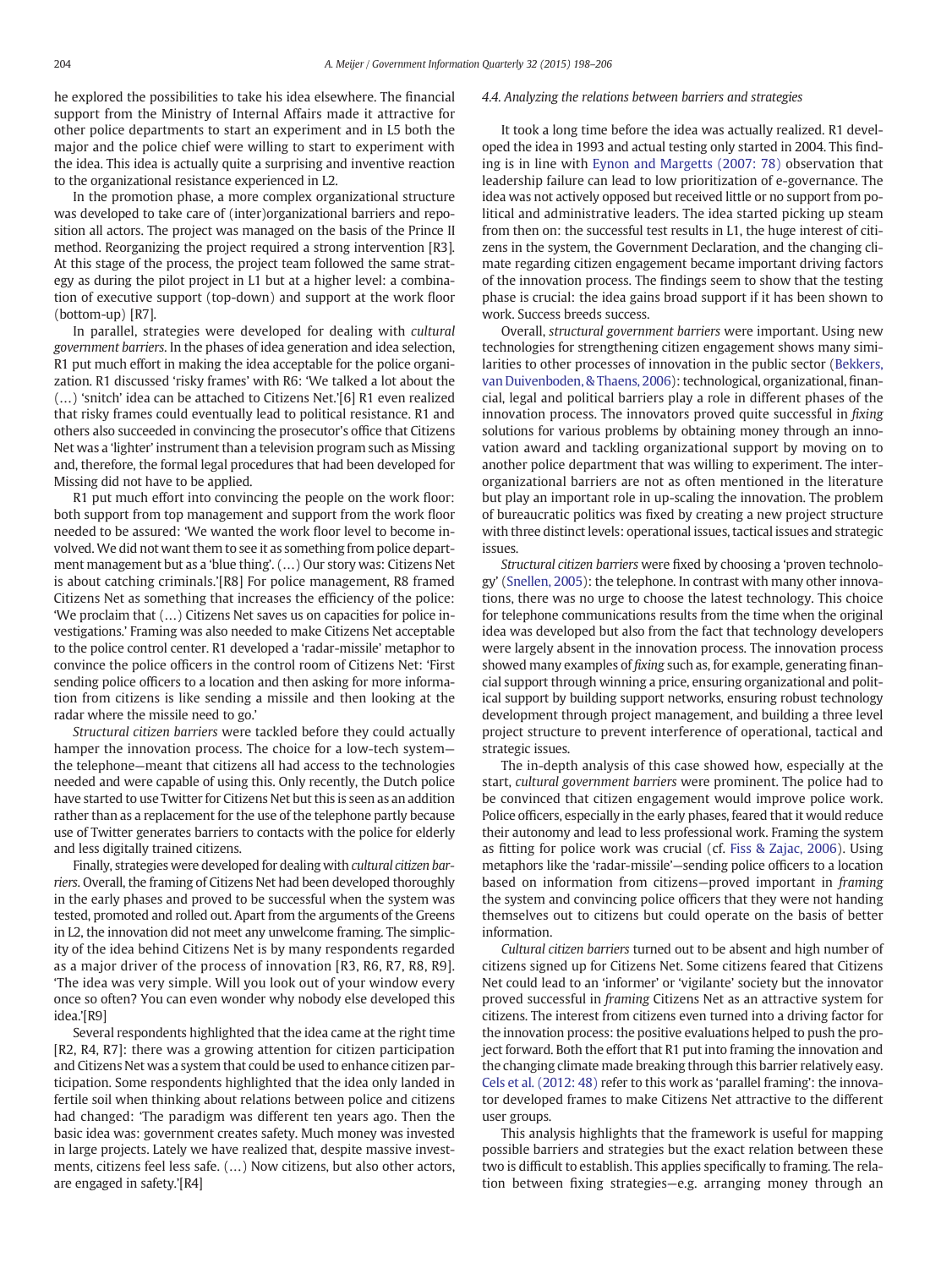he explored the possibilities to take his idea elsewhere. The financial support from the Ministry of Internal Affairs made it attractive for other police departments to start an experiment and in L5 both the major and the police chief were willing to start to experiment with the idea. This idea is actually quite a surprising and inventive reaction to the organizational resistance experienced in L2.

In the promotion phase, a more complex organizational structure was developed to take care of (inter)organizational barriers and reposition all actors. The project was managed on the basis of the Prince II method. Reorganizing the project required a strong intervention [R3]. At this stage of the process, the project team followed the same strategy as during the pilot project in L1 but at a higher level: a combination of executive support (top-down) and support at the work floor (bottom-up) [R7].

In parallel, strategies were developed for dealing with *cultural government barriers*. In the phases of idea generation and idea selection, R1 put much effort in making the idea acceptable for the police organization. R1 discussed 'risky frames' with R6: 'We talked a lot about the (…) 'snitch' idea can be attached to Citizens Net.'[6] R1 even realized that risky frames could eventually lead to political resistance. R1 and others also succeeded in convincing the prosecutor's office that Citizens Net was a 'lighter' instrument than a television program such as Missing and, therefore, the formal legal procedures that had been developed for Missing did not have to be applied.

R1 put much effort into convincing the people on the work floor: both support from top management and support from the work floor needed to be assured: 'We wanted the work floor level to become involved. We did not want them to see it as something from police department management but as a 'blue thing'. (…) Our story was: Citizens Net is about catching criminals.'[R8] For police management, R8 framed Citizens Net as something that increases the efficiency of the police: 'We proclaim that (…) Citizens Net saves us on capacities for police investigations.' Framing was also needed to make Citizens Net acceptable to the police control center. R1 developed a 'radar-missile' metaphor to convince the police officers in the control room of Citizens Net: 'First sending police officers to a location and then asking for more information from citizens is like sending a missile and then looking at the radar where the missile need to go.'

*Structural citizen barriers* were tackled before they could actually hamper the innovation process. The choice for a low-tech system—the telephone—meant that citizens all had access to the technologies needed and were capable of using this. Only recently, the Dutch police have started to use Twitter for Citizens Net but this is seen as an addition rather than as a replacement for the use of the telephone partly because use of Twitter generates barriers to contacts with the police for elderly and less digitally trained citizens.

Finally, strategies were developed for dealing with *cultural citizen barriers*. Overall, the framing of Citizens Net had been developed thoroughly in the early phases and proved to be successful when the system was tested, promoted and rolled out. Apart from the arguments of the Greens in L2, the innovation did not meet any unwelcome framing. The simplicity of the idea behind Citizens Net is by many respondents regarded as a major driver of the process of innovation [R3, R6, R7, R8, R9]. 'The idea was very simple. Will you look out of your window every once so often? You can even wonder why nobody else developed this idea.'[R9]

Several respondents highlighted that the idea came at the right time [R2, R4, R7]: there was a growing attention for citizen participation and Citizens Net was a system that could be used to enhance citizen participation. Some respondents highlighted that the idea only landed in fertile soil when thinking about relations between police and citizens had changed: 'The paradigm was different ten years ago. Then the basic idea was: government creates safety. Much money was invested in large projects. Lately we have realized that, despite massive investments, citizens feel less safe. (…) Now citizens, but also other actors, are engaged in safety.'[R4]

### 4.4. Analyzing the relations between barriers and strategies

It took a long time before the idea was actually realized. R1 developed the idea in 1993 and actual testing only started in 2004. This finding is in line with Eynon and Margetts (2007: 78) observation that leadership failure can lead to low prioritization of e-governance. The idea was not actively opposed but received little or no support from political and administrative leaders. The idea started picking up steam from then on: the successful test results in L1, the huge interest of citizens in the system, the Government Declaration, and the changing climate regarding citizen engagement became important driving factors of the innovation process. The findings seem to show that the testing phase is crucial: the idea gains broad support if it has been shown to work. Success breeds success.

Overall, *structural government barriers* were important. Using new technologies for strengthening citizen engagement shows many similarities to other processes of innovation in the public sector (Bekkers, van Duivenboden, & Thaens, 2006): technological, organizational, financial, legal and political barriers play a role in different phases of the innovation process. The innovators proved quite successful in *fixing* solutions for various problems by obtaining money through an innovation award and tackling organizational support by moving on to another police department that was willing to experiment. The inter-organizational barriers are not as often mentioned in the literature but play an important role in up-scaling the innovation. The problem of bureaucratic politics was fixed by creating a new project structure with three distinct levels: operational issues, tactical issues and strategic issues.

*Structural citizen barriers* were fixed by choosing a 'proven technology' (Snellen, 2005): the telephone. In contrast with many other innovations, there was no urge to choose the latest technology. This choice for telephone communications results from the time when the original idea was developed but also from the fact that technology developers were largely absent in the innovation process. The innovation process showed many examples of *fixing* such as, for example, generating financial support through winning a price, ensuring organizational and political support by building support networks, ensuring robust technology development through project management, and building a three level project structure to prevent interference of operational, tactical and strategic issues.

The in-depth analysis of this case showed how, especially at the start, *cultural government barriers* were prominent. The police had to be convinced that citizen engagement would improve police work. Police officers, especially in the early phases, feared that it would reduce their autonomy and lead to less professional work. Framing the system as fitting for police work was crucial (cf. Fiss & Zajac, 2006). Using metaphors like the 'radar-missile'—sending police officers to a location based on information from citizens—proved important in *framing* the system and convincing police officers that they were not handing themselves out to citizens but could operate on the basis of better information.

*Cultural citizen barriers* turned out to be absent and high number of citizens signed up for Citizens Net. Some citizens feared that Citizens Net could lead to an 'informer' or 'vigilante' society but the innovator proved successful in *framing* Citizens Net as an attractive system for citizens. The interest from citizens even turned into a driving factor for the innovation process: the positive evaluations helped to push the project forward. Both the effort that R1 put into framing the innovation and the changing climate made breaking through this barrier relatively easy. Cels et al. (2012: 48) refer to this work as 'parallel framing': the innovator developed frames to make Citizens Net attractive to the different user groups.

This analysis highlights that the framework is useful for mapping possible barriers and strategies but the exact relation between these two is difficult to establish. This applies specifically to framing. The relation between fixing strategies—e.g. arranging money through an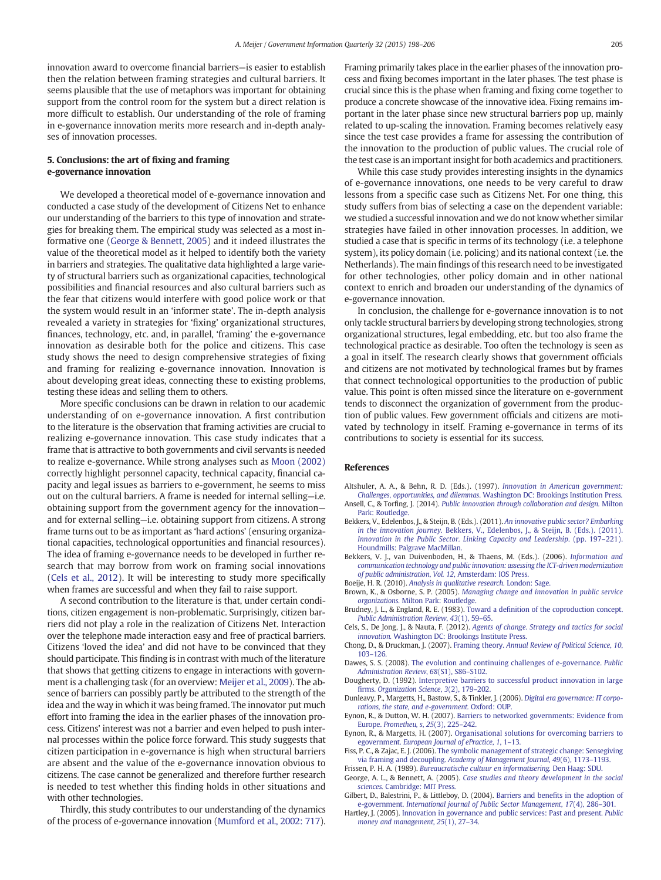innovation award to overcome financial barriers—is easier to establish then the relation between framing strategies and cultural barriers. It seems plausible that the use of metaphors was important for obtaining support from the control room for the system but a direct relation is more difficult to establish. Our understanding of the role of framing in e-governance innovation merits more research and in-depth analyses of innovation processes.

## 5. Conclusions: the art of fixing and framing e-governance innovation

We developed a theoretical model of e-governance innovation and conducted a case study of the development of Citizens Net to enhance our understanding of the barriers to this type of innovation and strategies for breaking them. The empirical study was selected as a most informative one (George & Bennett, 2005) and it indeed illustrates the value of the theoretical model as it helped to identify both the variety in barriers and strategies. The qualitative data highlighted a large variety of structural barriers such as organizational capacities, technological possibilities and financial resources and also cultural barriers such as the fear that citizens would interfere with good police work or that the system would result in an 'informer state'. The in-depth analysis revealed a variety in strategies for 'fixing' organizational structures, finances, technology, etc. and, in parallel, 'framing' the e-governance innovation as desirable both for the police and citizens. This case study shows the need to design comprehensive strategies of fixing and framing for realizing e-governance innovation. Innovation is about developing great ideas, connecting these to existing problems, testing these ideas and selling them to others.

More specific conclusions can be drawn in relation to our academic understanding of on e-governance innovation. A first contribution to the literature is the observation that framing activities are crucial to realizing e-governance innovation. This case study indicates that a frame that is attractive to both governments and civil servants is needed to realize e-governance. While strong analyses such as Moon (2002) correctly highlight personnel capacity, technical capacity, financial capacity and legal issues as barriers to e-government, he seems to miss out on the cultural barriers. A frame is needed for internal selling—i.e. obtaining support from the government agency for the innovation—and for external selling—i.e. obtaining support from citizens. A strong frame turns out to be as important as 'hard actions' (ensuring organizational capacities, technological opportunities and financial resources). The idea of framing e-governance needs to be developed in further research that may borrow from work on framing social innovations (Cels et al., 2012). It will be interesting to study more specifically when frames are successful and when they fail to raise support.

A second contribution to the literature is that, under certain conditions, citizen engagement is non-problematic. Surprisingly, citizen barriers did not play a role in the realization of Citizens Net. Interaction over the telephone made interaction easy and free of practical barriers. Citizens 'loved the idea' and did not have to be convinced that they should participate. This finding is in contrast with much of the literature that shows that getting citizens to engage in interactions with government is a challenging task (for an overview: Meijer et al., 2009). The absence of barriers can possibly partly be attributed to the strength of the idea and the way in which it was being framed. The innovator put much effort into framing the idea in the earlier phases of the innovation process. Citizens' interest was not a barrier and even helped to push internal processes within the police force forward. This study suggests that citizen participation in e-governance is high when structural barriers are absent and the value of the e-governance innovation obvious to citizens. The case cannot be generalized and therefore further research is needed to test whether this finding holds in other situations and with other technologies.

Thirdly, this study contributes to our understanding of the dynamics of the process of e-governance innovation (Mumford et al., 2002: 717). Framing primarily takes place in the earlier phases of the innovation process and fixing becomes important in the later phases. The test phase is crucial since this is the phase when framing and fixing come together to produce a concrete showcase of the innovative idea. Fixing remains important in the later phase since new structural barriers pop up, mainly related to up-scaling the innovation. Framing becomes relatively easy since the test case provides a frame for assessing the contribution of the innovation to the production of public values. The crucial role of the test case is an important insight for both academics and practitioners.

While this case study provides interesting insights in the dynamics of e-governance innovations, one needs to be very careful to draw lessons from a specific case such as Citizens Net. For one thing, this study suffers from bias of selecting a case on the dependent variable: we studied a successful innovation and we do not know whether similar strategies have failed in other innovation processes. In addition, we studied a case that is specific in terms of its technology (i.e. a telephone system), its policy domain (i.e. policing) and its national context (i.e. the Netherlands). The main findings of this research need to be investigated for other technologies, other policy domain and in other national context to enrich and broaden our understanding of the dynamics of e-governance innovation.

In conclusion, the challenge for e-governance innovation is to not only tackle structural barriers by developing strong technologies, strong organizational structures, legal embedding, etc. but too also frame the technological practice as desirable. Too often the technology is seen as a goal in itself. The research clearly shows that government officials and citizens are not motivated by technological frames but by frames that connect technological opportunities to the production of public value. This point is often missed since the literature on e-government tends to disconnect the organization of government from the production of public values. Few government officials and citizens are motivated by technology in itself. Framing e-governance in terms of its contributions to society is essential for its success.

## References

Altshuler, A. A., & Behn, R. D. (Eds.). (1997). *Innovation in American government: Challenges, opportunities, and dilemmas*. Washington DC: Brookings Institution Press.

Ansell, C., & Torfing, J. (2014). *Public innovation through collaboration and design*. Milton Park: Routledge.

Bekkers, V., Edelenbos, J., & Steijn, B. (Eds.). (2011). *An innovative public sector? Embarking in the innovation journey*. Bekkers, V., Edelenbos, J., & Steijn, B. (Eds.). (2011). *Innovation in the Public Sector. Linking Capacity and Leadership*. (pp. 197–221). Houndmills: Palgrave MacMillan.

Bekkers, V. J., van Duivenboden, H., & Thaens, M. (Eds.). (2006). *Information and communication technology and public innovation: assessing the ICT-driven modernization of public administration, Vol. 12*, Amsterdam: IOS Press.

Boeije, H. R. (2010). *Analysis in qualitative research*. London: Sage.

Brown, K., & Osborne, S. P. (2005). *Managing change and innovation in public service organizations*. Milton Park: Routledge.

Brudney, J. L., & England, R. E. (1983). Toward a definition of the coproduction concept. *Public Administration Review*, *43*(1), 59–65.

Cels, S., De Jong, J., & Nauta, F. (2012). *Agents of change. Strategy and tactics for social innovation*. Washington DC: Brookings Institute Press.

Chong, D., & Druckman, J. (2007). Framing theory. *Annual Review of Political Science*, *10*, 103–126.

Dawes, S. S. (2008). The evolution and continuing challenges of e-governance. *Public Administration Review*, *68*(S1), S86–S102.

Dougherty, D. (1992). Interpretive barriers to successful product innovation in large firms. *Organization Science*, *3*(2), 179–202.

Dunleavy, P., Margetts, H., Bastow, S., & Tinkler, J. (2006). *Digital era governance: IT corporations, the state, and e-government*. Oxford: OUP.

Eynon, R., & Dutton, W. H. (2007). Barriers to networked governments: Evidence from Europe. *Prometheu, s*, *25*(3), 225–242.

Eynon, R., & Margetts, H. (2007). Organisational solutions for overcoming barriers to egovernment. *European Journal of ePractice*, *1*, 1–13.

Fiss, P. C., & Zajac, E. J. (2006). The symbolic management of strategic change: Sensegiving via framing and decoupling. *Academy of Management Journal*, *49*(6), 1173–1193.

Frissen, P. H. A. (1989). *Bureaucratische cultuur en informatisering*. Den Haag: SDU.

George, A. L., & Bennett, A. (2005). *Case studies and theory development in the social sciences*. Cambridge: MIT Press.

Gilbert, D., Balestrini, P., & Littleboy, D. (2004). Barriers and benefits in the adoption of e-government. *International journal of Public Sector Management*, *17*(4), 286–301.

Hartley, J. (2005). Innovation in governance and public services: Past and present. *Public money and management*, *25*(1), 27–34.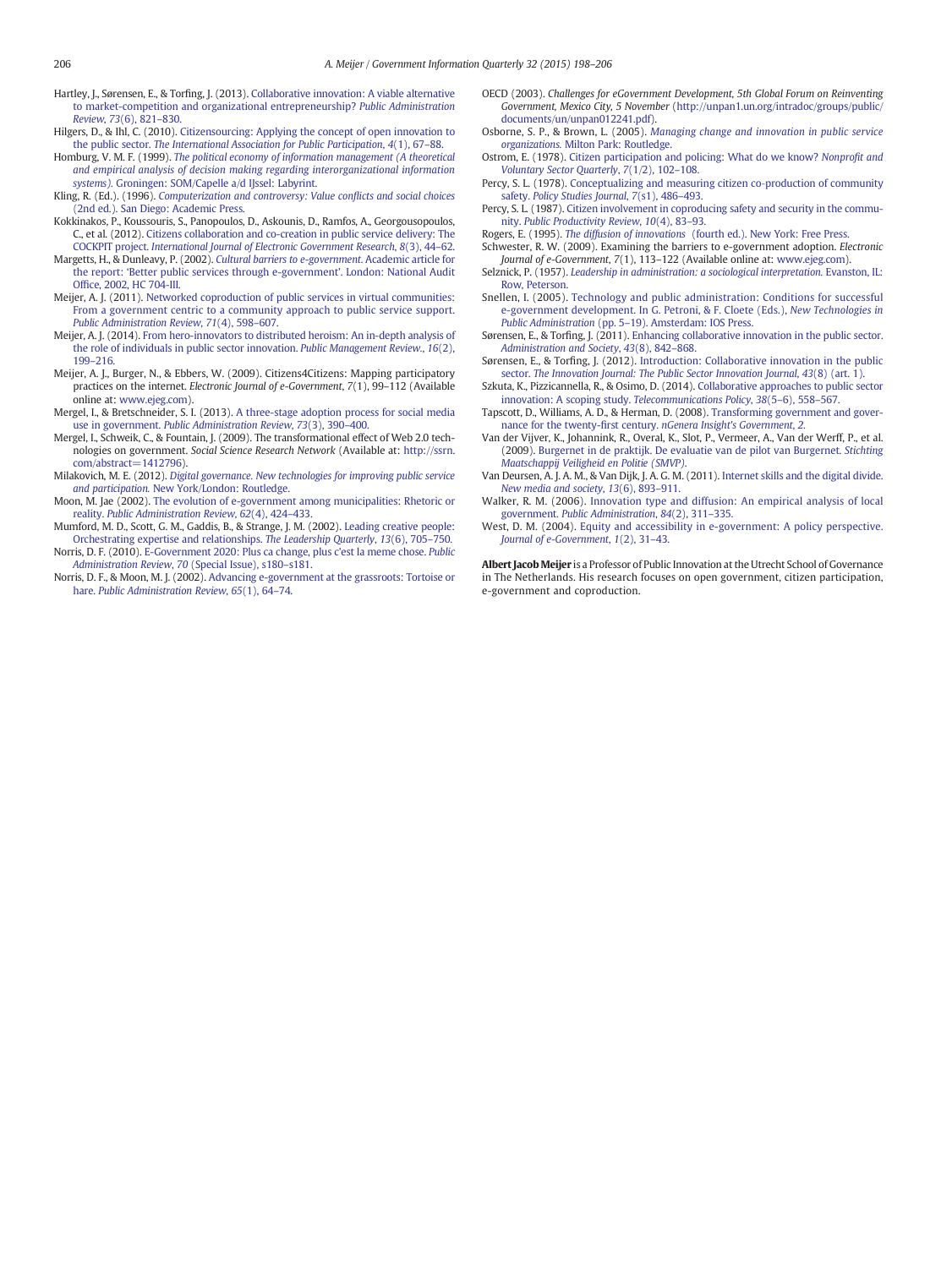Hartley, J., Sørensen, E., & Torfing, J. (2013). Collaborative innovation: A viable alternative to market-competition and organizational entrepreneurship? *Public Administration Review*, *73*(6), 821–830.

Hilgers, D., & Ihl, C. (2010). Citizensourcing: Applying the concept of open innovation to the public sector. *The International Association for Public Participation*, *4*(1), 67–88.

Homburg, V. M. F. (1999). *The political economy of information management (A theoretical and empirical analysis of decision making regarding interorganizational information systems)*. Groningen: SOM/Capelle a/d IJssel: Labyrint.

Kling, R. (Ed.). (1996). *Computerization and controversy: Value conflicts and social choices* (2nd ed.). San Diego: Academic Press.

Kokkinakos, P., Koussouris, S., Panopoulos, D., Askounis, D., Ramfos, A., Georgousopoulos, C., et al. (2012). Citizens collaboration and co-creation in public service delivery: The COCKPIT project. *International Journal of Electronic Government Research*, *8*(3), 44–62.

Margetts, H., & Dunleavy, P. (2002). *Cultural barriers to e-government*. Academic article for the report: 'Better public services through e-government'. London: National Audit Office, 2002, HC 704-III.

Meijer, A. J. (2011). Networked coproduction of public services in virtual communities: From a government centric to a community approach to public service support. *Public Administration Review*, *71*(4), 598–607.

Meijer, A. J. (2014). From hero-innovators to distributed heroism: An in-depth analysis of the role of individuals in public sector innovation. *Public Management Review.*, *16*(2), 199–216.

Meijer, A. J., Burger, N., & Ebbers, W. (2009). Citizens4Citizens: Mapping participatory practices on the internet. *Electronic Journal of e-Government*, *7*(1), 99–112 (Available online at: www.ejeg.com).

Mergel, I., & Bretschneider, S. I. (2013). A three-stage adoption process for social media use in government. *Public Administration Review*, *73*(3), 390–400.

Mergel, I., Schweik, C., & Fountain, J. (2009). The transformational effect of Web 2.0 technologies on government. *Social Science Research Network* (Available at: http://ssrn.com/abstract=1412796).

Milakovich, M. E. (2012). *Digital governance. New technologies for improving public service and participation*. New York/London: Routledge.

Moon, M. Jae (2002). The evolution of e-government among municipalities: Rhetoric or reality. *Public Administration Review*, *62*(4), 424–433.

Mumford, M. D., Scott, G. M., Gaddis, B., & Strange, J. M. (2002). Leading creative people: Orchestrating expertise and relationships. *The Leadership Quarterly*, *13*(6), 705–750.

Norris, D. F. (2010). E-Government 2020: Plus ca change, plus c'est la meme chose. *Public Administration Review*, *70* (Special Issue), s180–s181.

Norris, D. F., & Moon, M. J. (2002). Advancing e-government at the grassroots: Tortoise or hare. *Public Administration Review*, *65*(1), 64–74.

OECD (2003). *Challenges for eGovernment Development, 5th Global Forum on Reinventing Government, Mexico City, 5 November* (http://unpan1.un.org/intradoc/groups/public/documents/un/unpan012241.pdf).

Osborne, S. P., & Brown, L. (2005). *Managing change and innovation in public service organizations*. Milton Park: Routledge.

Ostrom, E. (1978). Citizen participation and policing: What do we know? *Nonprofit and Voluntary Sector Quarterly*, *7*(1/2), 102–108.

Percy, S. L. (1978). Conceptualizing and measuring citizen co-production of community safety. *Policy Studies Journal*, *7*(s1), 486–493.

Percy, S. L. (1987). Citizen involvement in coproducing safety and security in the community. *Public Productivity Review*, *10*(4), 83–93.

Rogers, E. (1995). *The diffusion of innovations* (fourth ed.). New York: Free Press.

Schwester, R. W. (2009). Examining the barriers to e-government adoption. *Electronic Journal of e-Government*, *7*(1), 113–122 (Available online at: www.ejeg.com).

Selznick, P. (1957). *Leadership in administration: a sociological interpretation*. Evanston, IL: Row, Peterson.

Snellen, I. (2005). Technology and public administration: Conditions for successful e-government development. In G. Petroni, & F. Cloete (Eds.), *New Technologies in Public Administration* (pp. 5–19). Amsterdam: IOS Press.

Sørensen, E., & Torfing, J. (2011). Enhancing collaborative innovation in the public sector. *Administration and Society*, *43*(8), 842–868.

Sørensen, E., & Torfing, J. (2012). Introduction: Collaborative innovation in the public sector. *The Innovation Journal: The Public Sector Innovation Journal*, *43*(8) (art. 1).

Szkuta, K., Pizzicannella, R., & Osimo, D. (2014). Collaborative approaches to public sector innovation: A scoping study. *Telecommunications Policy*, *38*(5–6), 558–567.

Tapscott, D., Williams, A. D., & Herman, D. (2008). Transforming government and governance for the twenty-first century. *nGenera Insight's Government*, *2*.

Van der Vijver, K., Johannink, R., Overal, K., Slot, P., Vermeer, A., Van der Werff, P., et al. (2009). Burgernet in de praktijk. De evaluatie van de pilot van Burgernet. *Stichting Maatschappij Veiligheid en Politie (SMVP)*.

Van Deursen, A. J. A. M., & Van Dijk, J. A. G. M. (2011). Internet skills and the digital divide. *New media and society*, *13*(6), 893–911.

Walker, R. M. (2006). Innovation type and diffusion: An empirical analysis of local government. *Public Administration*, *84*(2), 311–335.

West, D. M. (2004). Equity and accessibility in e-government: A policy perspective. *Journal of e-Government*, *1*(2), 31–43.

**Albert Jacob Meijer** is a Professor of Public Innovation at the Utrecht School of Governance in The Netherlands. His research focuses on open government, citizen participation, e-government and coproduction.